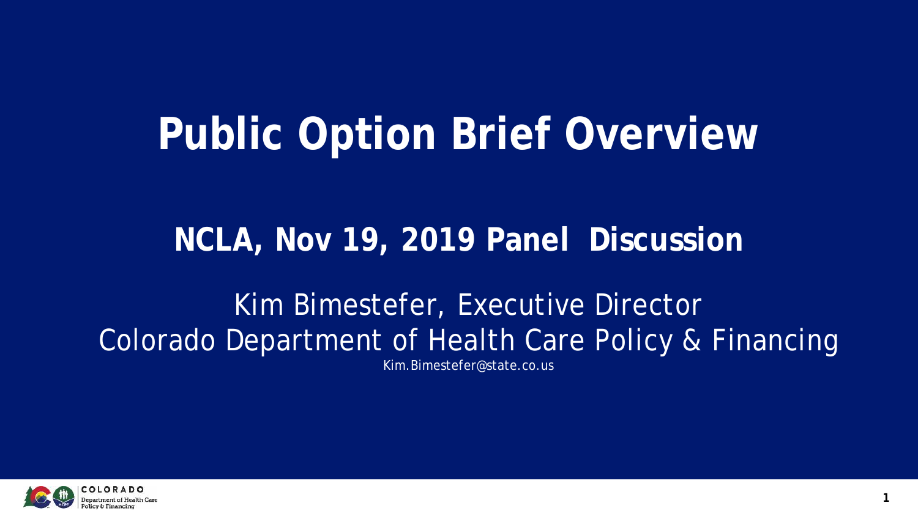# Public Option Brief Overview

## NCLA, Nov 19, 2019 Panel Discussion

Kim Bimestefer, Executive Director
Colorado Department of Health Care Policy & Financing
Kim.Bimestefer@state.co.us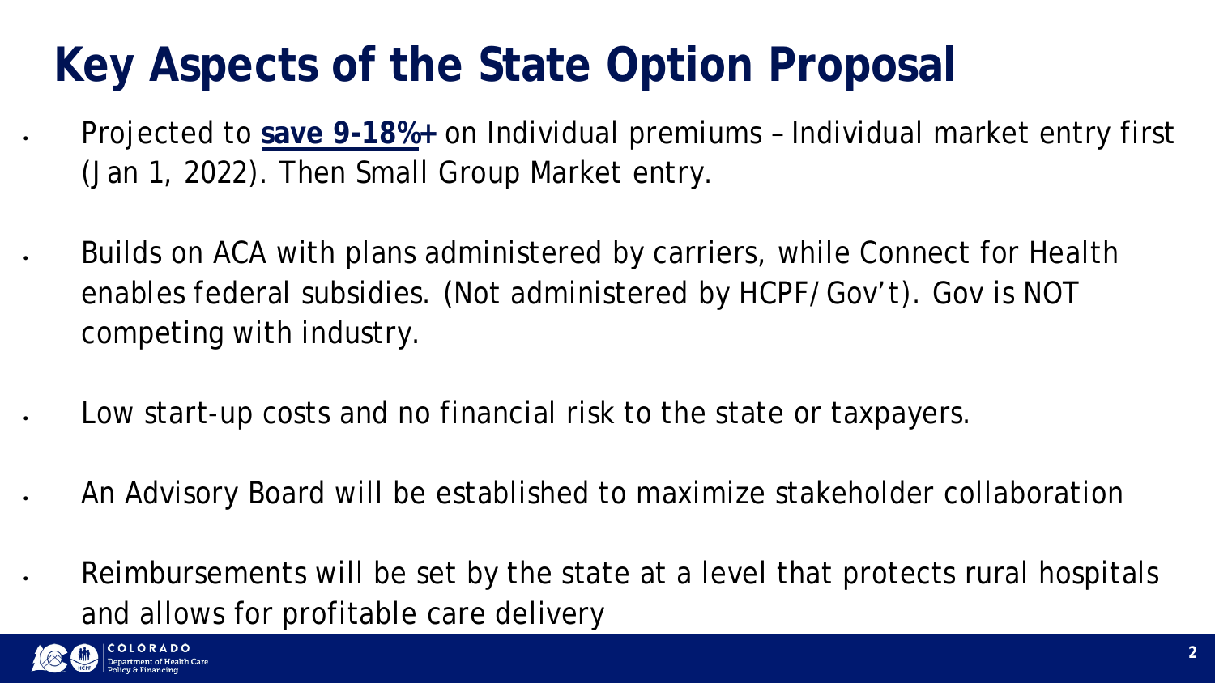# Key Aspects of the State Option Proposal

- Projected to **save 9-18%+** on Individual premiums – Individual market entry first (Jan 1, 2022). Then Small Group Market entry.
- Builds on ACA with plans administered by carriers, while Connect for Health enables federal subsidies. (Not administered by HCPF/Gov't). Gov is NOT competing with industry.
- Low start-up costs and no financial risk to the state or taxpayers.
- An Advisory Board will be established to maximize stakeholder collaboration
- Reimbursements will be set by the state at a level that protects rural hospitals and allows for profitable care delivery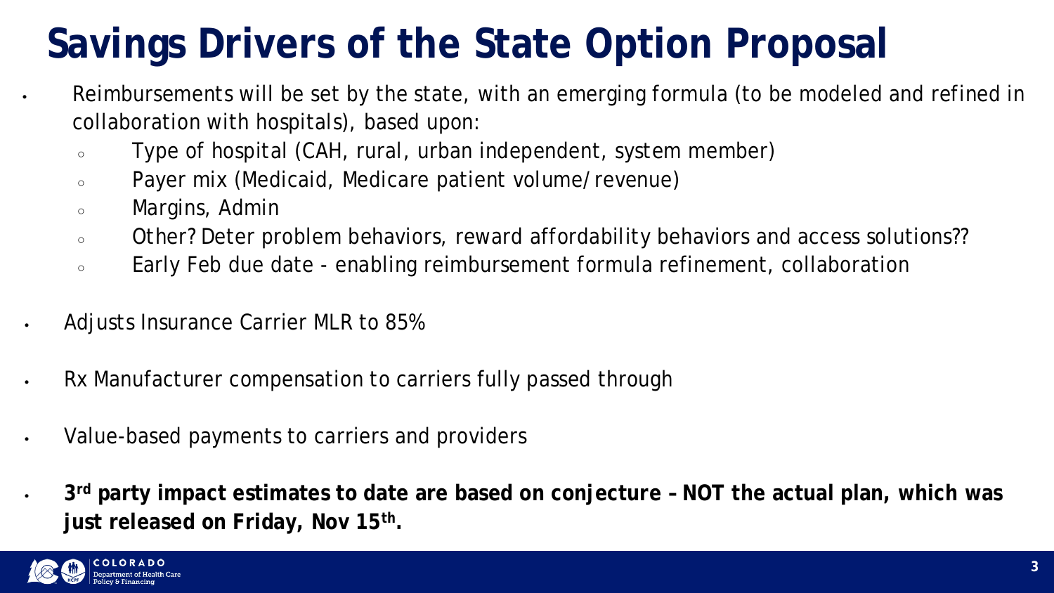# Savings Drivers of the State Option Proposal

- Reimbursements will be set by the state, with an emerging formula (to be modeled and refined in collaboration with hospitals), based upon:
  - Type of hospital (CAH, rural, urban independent, system member)
  - Payer mix (Medicaid, Medicare patient volume/revenue)
  - Margins, Admin
  - Other? Deter problem behaviors, reward affordability behaviors and access solutions??
  - Early Feb due date - enabling reimbursement formula refinement, collaboration
- Adjusts Insurance Carrier MLR to 85%
- Rx Manufacturer compensation to carriers fully passed through
- Value-based payments to carriers and providers
- **3rd party impact estimates to date are based on conjecture – NOT the actual plan, which was just released on Friday, Nov 15th.**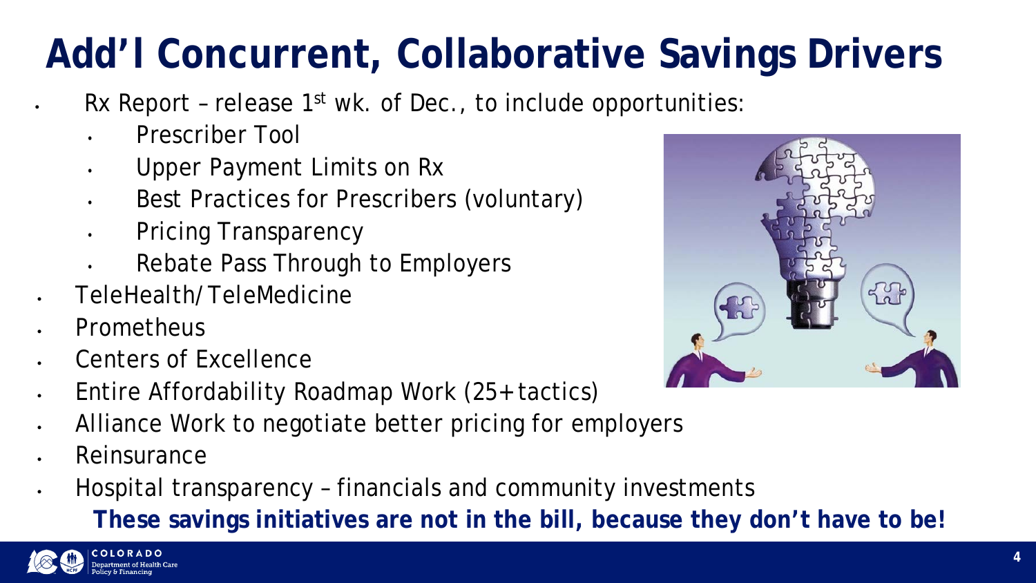# Add'l Concurrent, Collaborative Savings Drivers

- Rx Report – release 1st wk. of Dec., to include opportunities:
  - Prescriber Tool
  - Upper Payment Limits on Rx
  - Best Practices for Prescribers (voluntary)
  - Pricing Transparency
  - Rebate Pass Through to Employers
- TeleHealth/TeleMedicine
- Prometheus
- Centers of Excellence
- Entire Affordability Roadmap Work (25+ tactics)
- Alliance Work to negotiate better pricing for employers
- Reinsurance
- Hospital transparency – financials and community investments

**These savings initiatives are not in the bill, because they don't have to be!**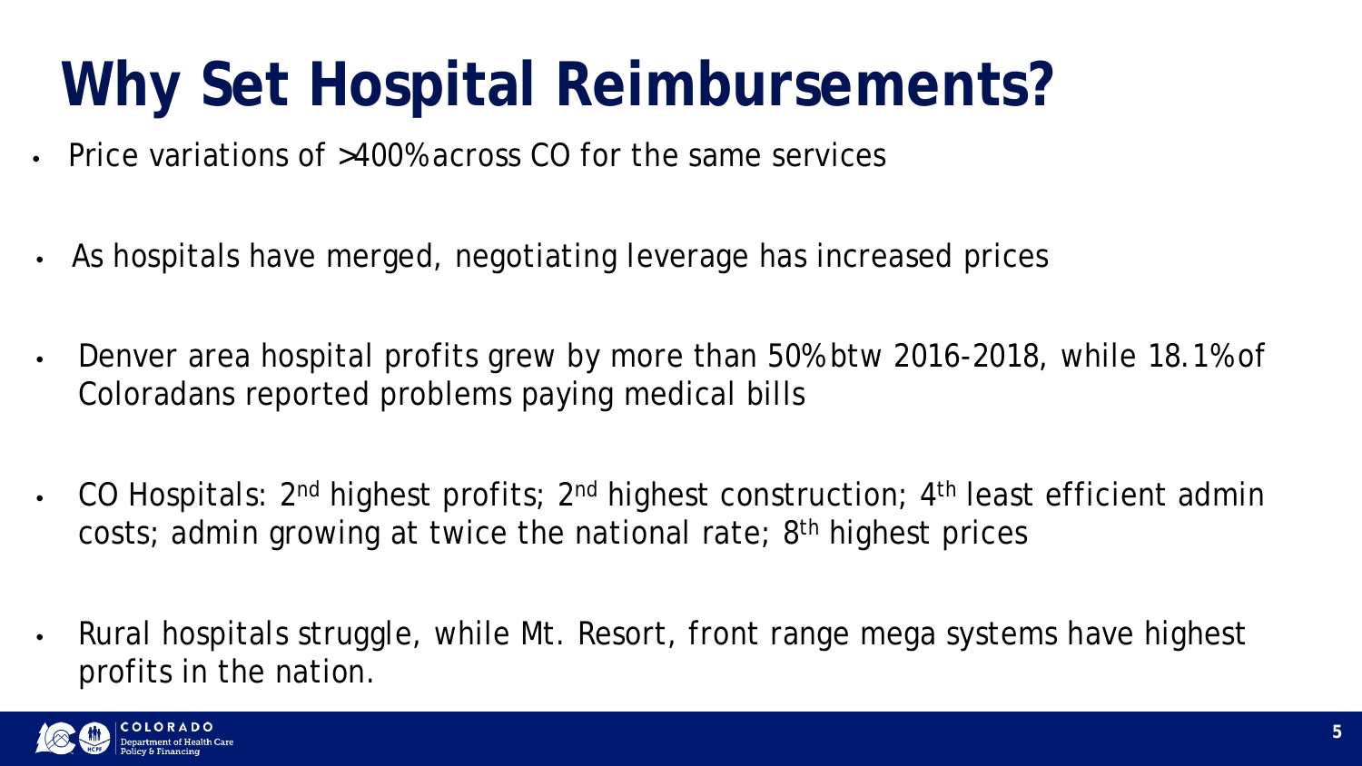# Why Set Hospital Reimbursements?

- Price variations of >400% across CO for the same services
- As hospitals have merged, negotiating leverage has increased prices
- Denver area hospital profits grew by more than 50% btw 2016-2018, while 18.1% of Coloradans reported problems paying medical bills
- CO Hospitals: 2nd highest profits; 2nd highest construction; 4th least efficient admin costs; admin growing at twice the national rate; 8th highest prices
- Rural hospitals struggle, while Mt. Resort, front range mega systems have highest profits in the nation.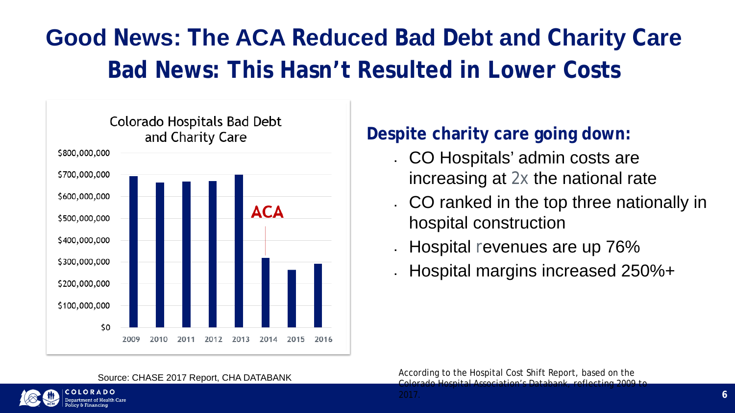# Good News: The ACA Reduced Bad Debt and Charity Care
# Bad News: This Hasn't Resulted in Lower Costs

Colorado Hospitals Bad Debt and Charity Care

| Year | Bad Debt and Charity Care |
|---|---|
| 2009 | ~$690,000,000 |
| 2010 | ~$660,000,000 |
| 2011 | ~$665,000,000 |
| 2012 | ~$668,000,000 |
| 2013 | ~$700,000,000 |
| 2014 (ACA) | ~$318,000,000 |
| 2015 | ~$262,000,000 |
| 2016 | ~$290,000,000 |

Source: CHASE 2017 Report, CHA DATABANK

## Despite charity care going down:

- CO Hospitals' admin costs are increasing at 2x the national rate
- CO ranked in the top three nationally in hospital construction
- Hospital revenues are up 76%
- Hospital margins increased 250%+

According to the Hospital Cost Shift Report, based on the Colorado Hospital Association's Databank, reflecting 2009 to 2017.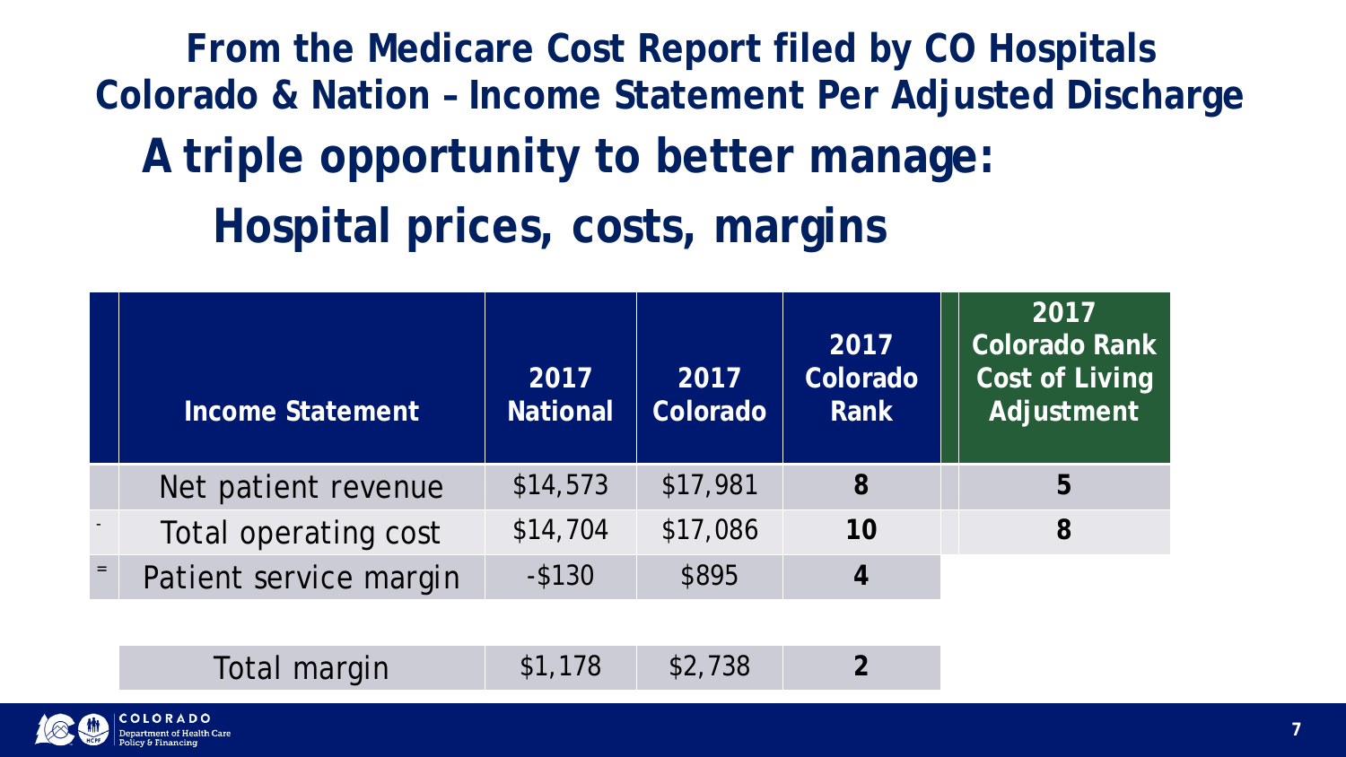## From the Medicare Cost Report filed by CO Hospitals
## Colorado & Nation – Income Statement Per Adjusted Discharge

# A triple opportunity to better manage:
# Hospital prices, costs, margins

| | Income Statement | 2017 National | 2017 Colorado | 2017 Colorado Rank | 2017 Colorado Rank Cost of Living Adjustment |
|---|---|---|---|---|---|
| | Net patient revenue | $14,573 | $17,981 | **8** | **5** |
| - | Total operating cost | $14,704 | $17,086 | **10** | **8** |
| = | Patient service margin | -$130 | $895 | **4** | |
| | | | | | |
| | Total margin | $1,178 | $2,738 | **2** | |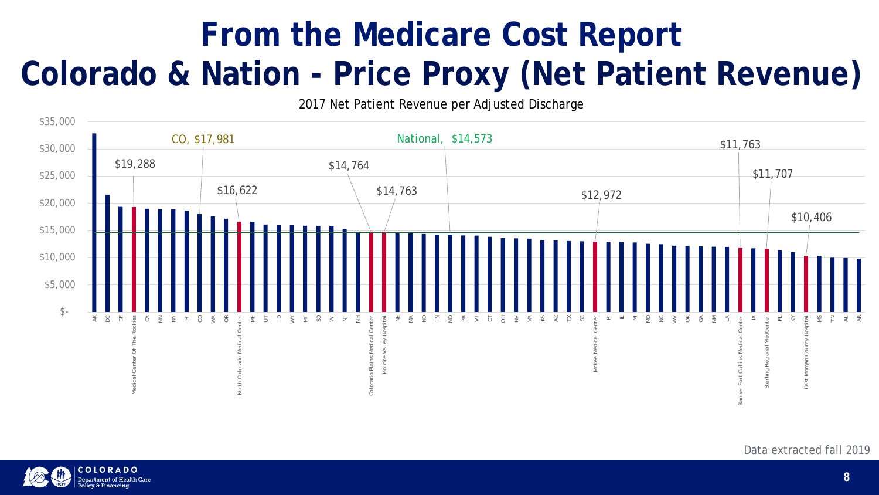# From the Medicare Cost Report
# Colorado & Nation - Price Proxy (Net Patient Revenue)

2017 Net Patient Revenue per Adjusted Discharge

| Entity | Net Patient Revenue per Adjusted Discharge |
|---|---|
| CO | $17,981 |
| National | $14,573 |
| Medical Center Of The Rockies | $19,288 |
| North Colorado Medical Center | $16,622 |
| Colorado Plains Medical Center | $14,764 |
| Poudre Valley Hospital | $14,763 |
| Mckee Medical Center | $12,972 |
| Banner Fort Collins Medical Center | $11,763 |
| Sterling Regional MedCenter | $11,707 |
| East Morgan County Hospital | $10,406 |

Order shown (highest to lowest): AK, DC, DE, Medical Center Of The Rockies, CA, MN, NY, HI, CO, WA, OR, North Colorado Medical Center, ME, UT, ID, WY, MT, SD, WI, NJ, NH, Colorado Plains Medical Center, Poudre Valley Hospital, NE, MA, ND, IN, MD, PA, VT, CT, OH, NV, VA, KS, AZ, TX, SC, Mckee Medical Center, RI, IL, MI, MO, NC, WV, OK, GA, NM, LA, Banner Fort Collins Medical Center, IA, Sterling Regional MedCenter, FL, KY, East Morgan County Hospital, MS, TN, AL, AR

Data extracted fall 2019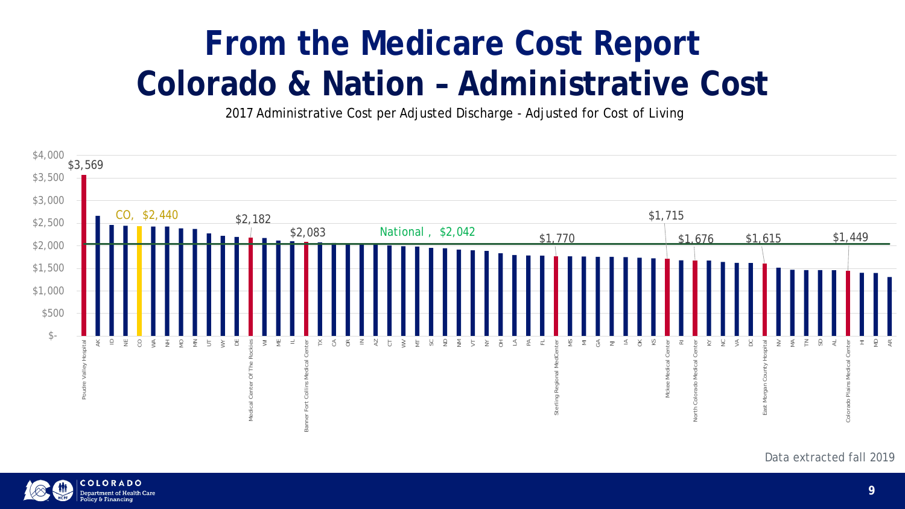# From the Medicare Cost Report
# Colorado & Nation – Administrative Cost

2017 Administrative Cost per Adjusted Discharge - Adjusted for Cost of Living

| Hospital / State | Administrative Cost |
| --- | --- |
| Poudre Valley Hospital | $3,569 |
| CO | $2,440 |
| Medical Center Of The Rockies | $2,182 |
| Banner Fort Collins Medical Center | $2,083 |
| National | $2,042 |
| Sterling Regional MedCenter | $1,770 |
| Mckee Medical Center | $1,715 |
| North Colorado Medical Center | $1,676 |
| East Morgan County Hospital | $1,615 |
| Colorado Plains Medical Center | $1,449 |

Chart axis order (left to right): Poudre Valley Hospital, AK, ID, NE, CO, WA, NH, MO, MN, UT, WY, DE, Medical Center Of The Rockies, WI, ME, IL, Banner Fort Collins Medical Center, TX, CA, OR, IN, AZ, CT, WV, MT, SC, ND, NM, VT, NY, OH, LA, PA, FL, Sterling Regional MedCenter, MS, MI, GA, NJ, IA, OK, KS, Mckee Medical Center, RI, North Colorado Medical Center, KY, NC, VA, DC, East Morgan County Hospital, NV, MA, TN, SD, AL, Colorado Plains Medical Center, HI, MD, AR

Data extracted fall 2019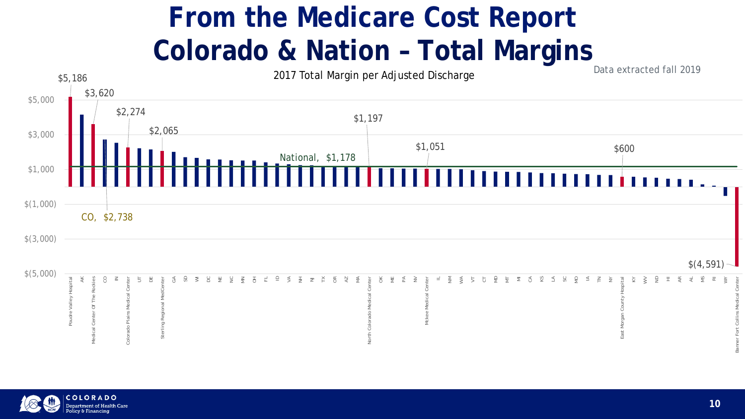# From the Medicare Cost Report
# Colorado & Nation – Total Margins

Data extracted fall 2019

2017 Total Margin per Adjusted Discharge

Labeled values:

| Category | Value |
|---|---|
| Poudre Valley Hospital | $5,186 |
| Medical Center Of The Rockies | $3,620 |
| CO | $2,738 |
| Colorado Plains Medical Center | $2,274 |
| Sterling Regional MedCenter | $2,065 |
| National | $1,178 |
| North Colorado Medical Center | $1,197 |
| Mckee Medical Center | $1,051 |
| East Morgan County Hospital | $600 |
| Banner Fort Collins Medical Center | $(4,591) |

Categories in chart order: Poudre Valley Hospital, AK, Medical Center Of The Rockies, CO, IN, Colorado Plains Medical Center, UT, DE, Sterling Regional MedCenter, GA, SD, WI, DC, NE, NC, MN, OH, FL, ID, VA, NH, NJ, TX, OR, AZ, MA, North Colorado Medical Center, OK, ME, PA, NV, Mckee Medical Center, IL, NM, WA, VT, CT, MD, MT, MI, CA, KS, LA, SC, MO, IA, TN, NY, East Morgan County Hospital, KY, WV, ND, HI, AR, AL, MS, RI, WY, Banner Fort Collins Medical Center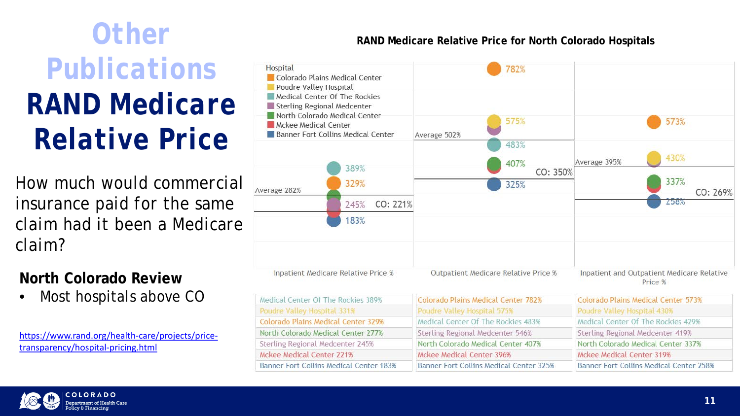# Other Publications

# RAND Medicare Relative Price

How much would commercial insurance paid for the same claim had it been a Medicare claim?

### North Colorado Review

- Most hospitals above CO

https://www.rand.org/health-care/projects/price-transparency/hospital-pricing.html

**RAND Medicare Relative Price for North Colorado Hospitals**

Hospital
- Colorado Plains Medical Center
- Poudre Valley Hospital
- Medical Center Of The Rockies
- Sterling Regional Medcenter
- North Colorado Medical Center
- Mckee Medical Center
- Banner Fort Collins Medical Center

| Inpatient Medicare Relative Price % | Outpatient Medicare Relative Price % | Inpatient and Outpatient Medicare Relative Price % |
|---|---|---|
| Average 282% | Average 502% | Average 395% |
| CO: 221% | CO: 350% | CO: 269% |
| Medical Center Of The Rockies 389% | Colorado Plains Medical Center 782% | Colorado Plains Medical Center 573% |
| Poudre Valley Hospital 331% | Poudre Valley Hospital 575% | Poudre Valley Hospital 430% |
| Colorado Plains Medical Center 329% | Medical Center Of The Rockies 483% | Medical Center Of The Rockies 429% |
| North Colorado Medical Center 277% | Sterling Regional Medcenter 546% | Sterling Regional Medcenter 419% |
| Sterling Regional Medcenter 245% | North Colorado Medical Center 407% | North Colorado Medical Center 337% |
| Mckee Medical Center 221% | Mckee Medical Center 396% | Mckee Medical Center 319% |
| Banner Fort Collins Medical Center 183% | Banner Fort Collins Medical Center 325% | Banner Fort Collins Medical Center 258% |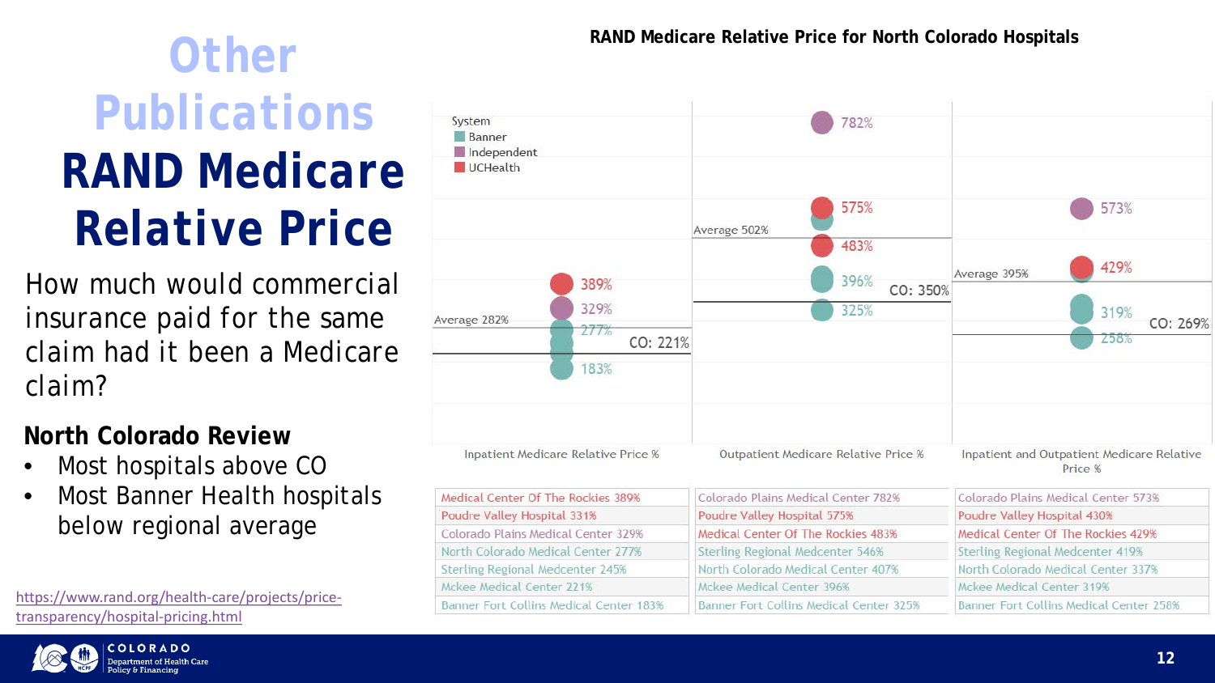# Other Publications

# RAND Medicare Relative Price

How much would commercial insurance paid for the same claim had it been a Medicare claim?

**North Colorado Review**

- Most hospitals above CO
- Most Banner Health hospitals below regional average

https://www.rand.org/health-care/projects/price-transparency/hospital-pricing.html

**RAND Medicare Relative Price for North Colorado Hospitals**

System: Banner, Independent, UCHealth

| Inpatient Medicare Relative Price % | Outpatient Medicare Relative Price % | Inpatient and Outpatient Medicare Relative Price % |
|---|---|---|
| Average 282% | Average 502% | Average 395% |
| CO: 221% | CO: 350% | CO: 269% |
| Medical Center Of The Rockies 389% | Colorado Plains Medical Center 782% | Colorado Plains Medical Center 573% |
| Poudre Valley Hospital 331% | Poudre Valley Hospital 575% | Poudre Valley Hospital 430% |
| Colorado Plains Medical Center 329% | Medical Center Of The Rockies 483% | Medical Center Of The Rockies 429% |
| North Colorado Medical Center 277% | Sterling Regional Medcenter 546% | Sterling Regional Medcenter 419% |
| Sterling Regional Medcenter 245% | North Colorado Medical Center 407% | North Colorado Medical Center 337% |
| Mckee Medical Center 221% | Mckee Medical Center 396% | Mckee Medical Center 319% |
| Banner Fort Collins Medical Center 183% | Banner Fort Collins Medical Center 325% | Banner Fort Collins Medical Center 258% |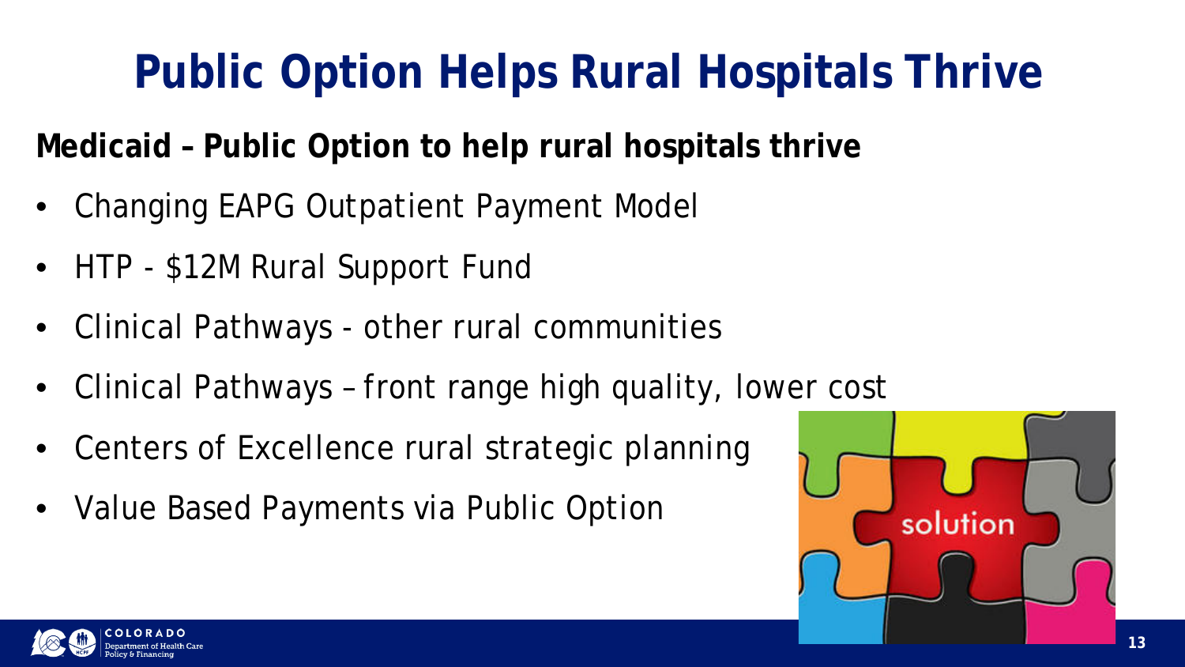# Public Option Helps Rural Hospitals Thrive

**Medicaid – Public Option to help rural hospitals thrive**

- Changing EAPG Outpatient Payment Model
- HTP - $12M Rural Support Fund
- Clinical Pathways - other rural communities
- Clinical Pathways – front range high quality, lower cost
- Centers of Excellence rural strategic planning
- Value Based Payments via Public Option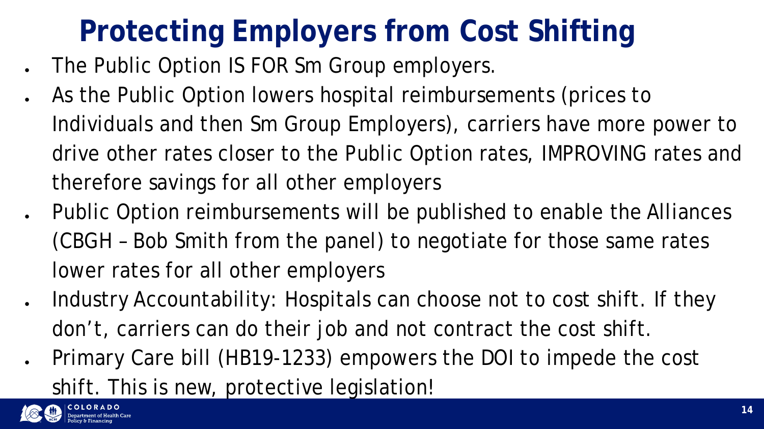# Protecting Employers from Cost Shifting

- The Public Option IS FOR Sm Group employers.
- As the Public Option lowers hospital reimbursements (prices to Individuals and then Sm Group Employers), carriers have more power to drive other rates closer to the Public Option rates, IMPROVING rates and therefore savings for all other employers
- Public Option reimbursements will be published to enable the Alliances (CBGH – Bob Smith from the panel) to negotiate for those same rates lower rates for all other employers
- Industry Accountability: Hospitals can choose not to cost shift. If they don't, carriers can do their job and not contract the cost shift.
- Primary Care bill (HB19-1233) empowers the DOI to impede the cost shift. This is new, protective legislation!